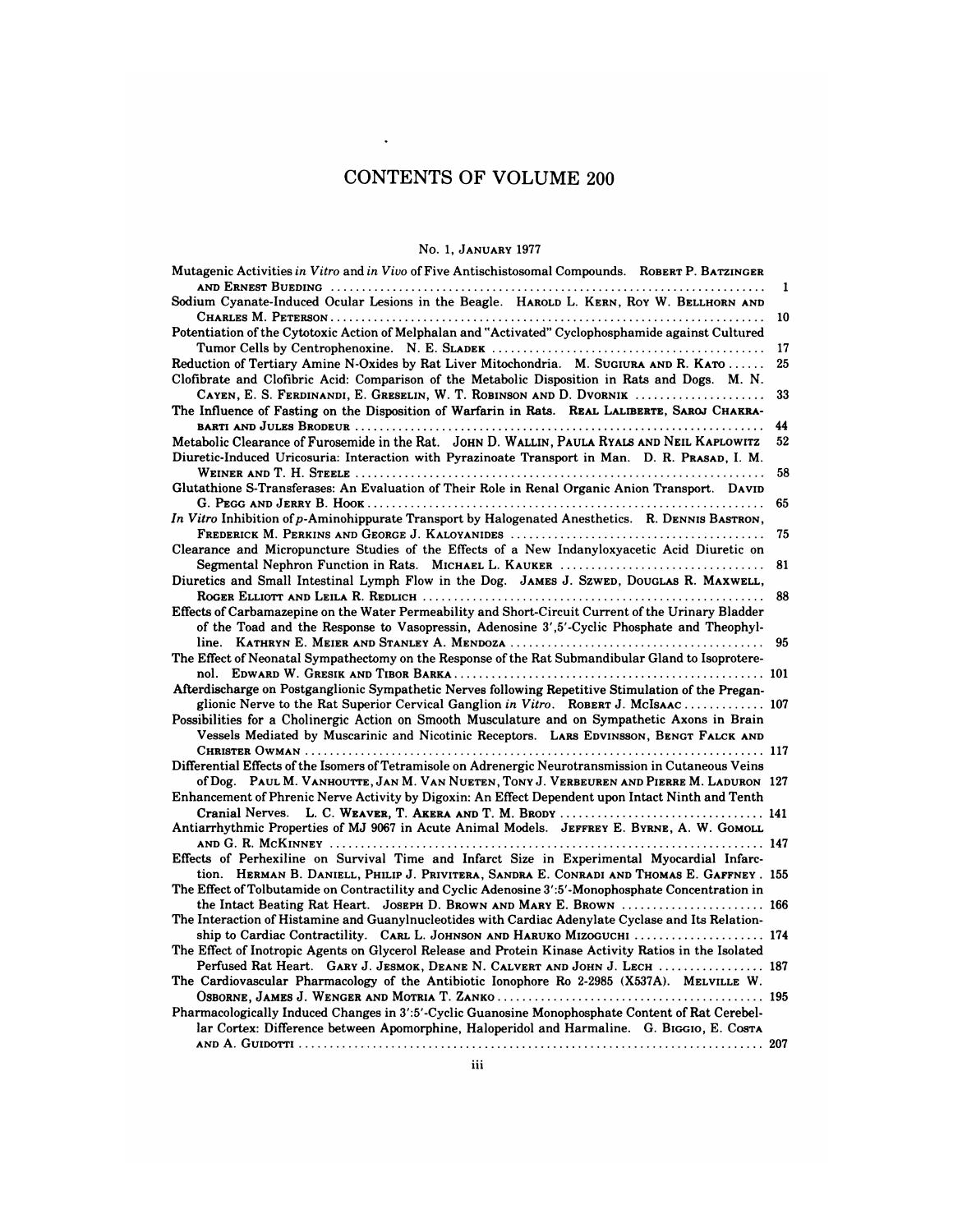# CONTENTS OF VOLUME 200

## No. 1, January 1977

Mutagenic Activities *in Vitro* and *in Vivo* of Five Antischistosomal Compounds. Robert P. Batzinger and Ernest Bueding ..... 1

Sodium Cyanate-Induced Ocular Lesions in the Beagle. Harold L. Kern, Roy W. Bellhorn and Charles M. Peterson ..... 10

Potentiation of the Cytotoxic Action of Melphalan and "Activated" Cyclophosphamide against Cultured Tumor Cells by Centrophenoxine. N. E. Sladek ..... 17

Reduction of Tertiary Amine N-Oxides by Rat Liver Mitochondria. M. Sugiura and R. Kato ..... 25

Clofibrate and Clofibric Acid: Comparison of the Metabolic Disposition in Rats and Dogs. M. N. Cayen, E. S. Ferdinandi, E. Greselin, W. T. Robinson and D. Dvornik ..... 33

The Influence of Fasting on the Disposition of Warfarin in Rats. Real Laliberte, Saroj Chakrabarti and Jules Brodeur ..... 44

Metabolic Clearance of Furosemide in the Rat. John D. Wallin, Paula Ryals and Neil Kaplowitz ..... 52

Diuretic-Induced Uricosuria: Interaction with Pyrazinoate Transport in Man. D. R. Prasad, I. M. Weiner and T. H. Steele ..... 58

Glutathione S-Transferases: An Evaluation of Their Role in Renal Organic Anion Transport. David G. Pegg and Jerry B. Hook ..... 65

*In Vitro* Inhibition of *p*-Aminohippurate Transport by Halogenated Anesthetics. R. Dennis Bastron, Frederick M. Perkins and George J. Kaloyanides ..... 75

Clearance and Micropuncture Studies of the Effects of a New Indanyloxyacetic Acid Diuretic on Segmental Nephron Function in Rats. Michael L. Kauker ..... 81

Diuretics and Small Intestinal Lymph Flow in the Dog. James J. Szwed, Douglas R. Maxwell, Roger Elliott and Leila R. Redlich ..... 88

Effects of Carbamazepine on the Water Permeability and Short-Circuit Current of the Urinary Bladder of the Toad and the Response to Vasopressin, Adenosine 3',5'-Cyclic Phosphate and Theophylline. Kathryn E. Meier and Stanley A. Mendoza ..... 95

The Effect of Neonatal Sympathectomy on the Response of the Rat Submandibular Gland to Isoproterenol. Edward W. Gresik and Tibor Barka ..... 101

Afterdischarge on Postganglionic Sympathetic Nerves following Repetitive Stimulation of the Preganglionic Nerve to the Rat Superior Cervical Ganglion *in Vitro*. Robert J. McIsaac ..... 107

Possibilities for a Cholinergic Action on Smooth Musculature and on Sympathetic Axons in Brain Vessels Mediated by Muscarinic and Nicotinic Receptors. Lars Edvinsson, Bengt Falck and Christer Owman ..... 117

Differential Effects of the Isomers of Tetramisole on Adrenergic Neurotransmission in Cutaneous Veins of Dog. Paul M. Vanhoutte, Jan M. Van Nueten, Tony J. Verbeuren and Pierre M. Laduron ..... 127

Enhancement of Phrenic Nerve Activity by Digoxin: An Effect Dependent upon Intact Ninth and Tenth Cranial Nerves. L. C. Weaver, T. Akera and T. M. Brody ..... 141

Antiarrhythmic Properties of MJ 9067 in Acute Animal Models. Jeffrey E. Byrne, A. W. Gomoll and G. R. McKinney ..... 147

Effects of Perhexiline on Survival Time and Infarct Size in Experimental Myocardial Infarction. Herman B. Daniell, Philip J. Privitera, Sandra E. Conradi and Thomas E. Gaffney ..... 155

The Effect of Tolbutamide on Contractility and Cyclic Adenosine 3':5'-Monophosphate Concentration in the Intact Beating Rat Heart. Joseph D. Brown and Mary E. Brown ..... 166

The Interaction of Histamine and Guanylnucleotides with Cardiac Adenylate Cyclase and Its Relationship to Cardiac Contractility. Carl L. Johnson and Haruko Mizoguchi ..... 174

The Effect of Inotropic Agents on Glycerol Release and Protein Kinase Activity Ratios in the Isolated Perfused Rat Heart. Gary J. Jesmok, Deane N. Calvert and John J. Lech ..... 187

The Cardiovascular Pharmacology of the Antibiotic Ionophore Ro 2-2985 (X537A). Melville W. Osborne, James J. Wenger and Motria T. Zanko ..... 195

Pharmacologically Induced Changes in 3':5'-Cyclic Guanosine Monophosphate Content of Rat Cerebellar Cortex: Difference between Apomorphine, Haloperidol and Harmaline. G. Biggio, E. Costa and A. Guidotti ..... 207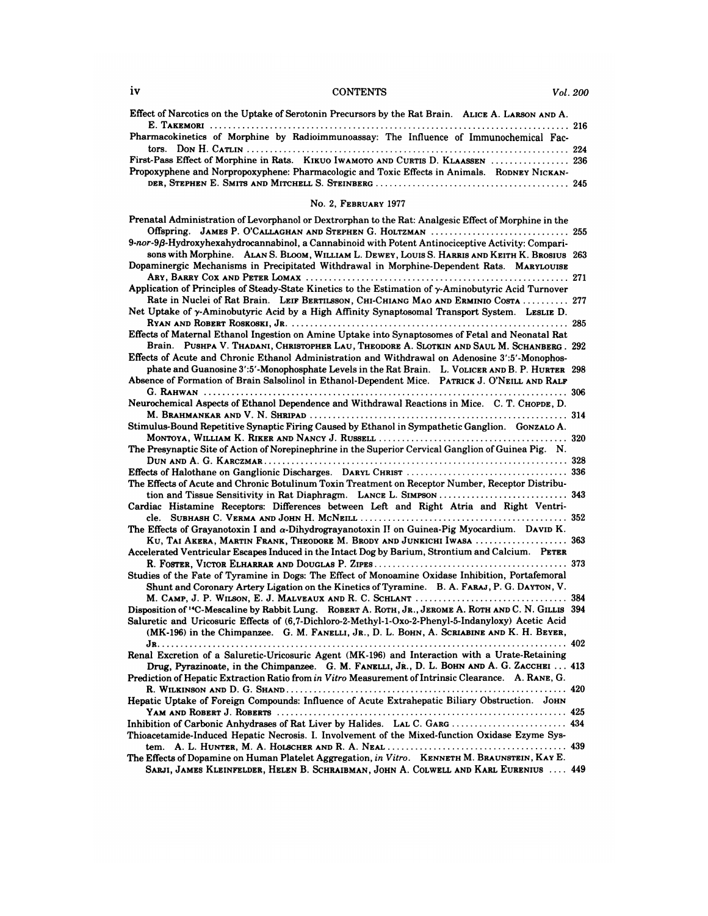Effect of Narcotics on the Uptake of Serotonin Precursors by the Rat Brain. Alice A. Larson and A. E. Takemori ..... 216

Pharmacokinetics of Morphine by Radioimmunoassay: The Influence of Immunochemical Factors. Don H. Catlin ..... 224

First-Pass Effect of Morphine in Rats. Kikuo Iwamoto and Curtis D. Klaassen ..... 236

Propoxyphene and Norpropoxyphene: Pharmacologic and Toxic Effects in Animals. Rodney Nickander, Stephen E. Smits and Mitchell S. Steinberg ..... 245

## No. 2, February 1977

Prenatal Administration of Levorphanol or Dextrorphan to the Rat: Analgesic Effect of Morphine in the Offspring. James P. O'Callaghan and Stephen G. Holtzman ..... 255

9-*nor*-9β-Hydroxyhexahydrocannabinol, a Cannabinoid with Potent Antinociceptive Activity: Comparisons with Morphine. Alan S. Bloom, William L. Dewey, Louis S. Harris and Keith K. Brosius 263

Dopaminergic Mechanisms in Precipitated Withdrawal in Morphine-Dependent Rats. Marylouise Ary, Barry Cox and Peter Lomax ..... 271

Application of Principles of Steady-State Kinetics to the Estimation of γ-Aminobutyric Acid Turnover Rate in Nuclei of Rat Brain. Leif Bertilsson, Chi-Chiang Mao and Erminio Costa ..... 277

Net Uptake of γ-Aminobutyric Acid by a High Affinity Synaptosomal Transport System. Leslie D. Ryan and Robert Roskoski, Jr. ..... 285

Effects of Maternal Ethanol Ingestion on Amine Uptake into Synaptosomes of Fetal and Neonatal Rat Brain. Pushpa V. Thadani, Christopher Lau, Theodore A. Slotkin and Saul M. Schanberg. 292

Effects of Acute and Chronic Ethanol Administration and Withdrawal on Adenosine 3':5'-Monophosphate and Guanosine 3':5'-Monophosphate Levels in the Rat Brain. L. Volicer and B. P. Hurter 298

Absence of Formation of Brain Salsolinol in Ethanol-Dependent Mice. Patrick J. O'Neill and Ralf G. Rahwan ..... 306

Neurochemical Aspects of Ethanol Dependence and Withdrawal Reactions in Mice. C. T. Chopde, D. M. Brahmankar and V. N. Shripad ..... 314

Stimulus-Bound Repetitive Synaptic Firing Caused by Ethanol in Sympathetic Ganglion. Gonzalo A. Montoya, William K. Riker and Nancy J. Russell ..... 320

The Presynaptic Site of Action of Norepinephrine in the Superior Cervical Ganglion of Guinea Pig. N. Dun and A. G. Karczmar ..... 328

Effects of Halothane on Ganglionic Discharges. Daryl Christ ..... 336

The Effects of Acute and Chronic Botulinum Toxin Treatment on Receptor Number, Receptor Distribution and Tissue Sensitivity in Rat Diaphragm. Lance L. Simpson ..... 343

Cardiac Histamine Receptors: Differences between Left and Right Atria and Right Ventricle. Subhash C. Verma and John H. McNeill ..... 352

The Effects of Grayanotoxin I and α-Dihydrograyanotoxin II on Guinea-Pig Myocardium. David K. Ku, Tai Akera, Martin Frank, Theodore M. Brody and Junkichi Iwasa ..... 363

Accelerated Ventricular Escapes Induced in the Intact Dog by Barium, Strontium and Calcium. Peter R. Foster, Victor Elharrar and Douglas P. Zipes ..... 373

Studies of the Fate of Tyramine in Dogs: The Effect of Monoamine Oxidase Inhibition, Portafemoral Shunt and Coronary Artery Ligation on the Kinetics of Tyramine. B. A. Faraj, P. G. Dayton, V. M. Camp, J. P. Wilson, E. J. Malveaux and R. C. Schlant ..... 384

Disposition of $^{14}$C-Mescaline by Rabbit Lung. Robert A. Roth, Jr., Jerome A. Roth and C. N. Gillis 394

Saluretic and Uricosuric Effects of (6,7-Dichloro-2-Methyl-1-Oxo-2-Phenyl-5-Indanyloxy) Acetic Acid (MK-196) in the Chimpanzee. G. M. Fanelli, Jr., D. L. Bohn, A. Scriabine and K. H. Beyer, Jr. ..... 402

Renal Excretion of a Saluretic-Uricosuric Agent (MK-196) and Interaction with a Urate-Retaining Drug, Pyrazinoate, in the Chimpanzee. G. M. Fanelli, Jr., D. L. Bohn and A. G. Zacchei ... 413

Prediction of Hepatic Extraction Ratio from *in Vitro* Measurement of Intrinsic Clearance. A. Rane, G. R. Wilkinson and D. G. Shand ..... 420

Hepatic Uptake of Foreign Compounds: Influence of Acute Extrahepatic Biliary Obstruction. John Yam and Robert J. Roberts ..... 425

Inhibition of Carbonic Anhydrases of Rat Liver by Halides. Lal C. Garg ..... 434

Thioacetamide-Induced Hepatic Necrosis. I. Involvement of the Mixed-function Oxidase Ezyme System. A. L. Hunter, M. A. Holscher and R. A. Neal ..... 439

The Effects of Dopamine on Human Platelet Aggregation, *in Vitro*. Kenneth M. Braunstein, Kay E. Sarji, James Kleinfelder, Helen B. Schraibman, John A. Colwell and Karl Eurenius .... 449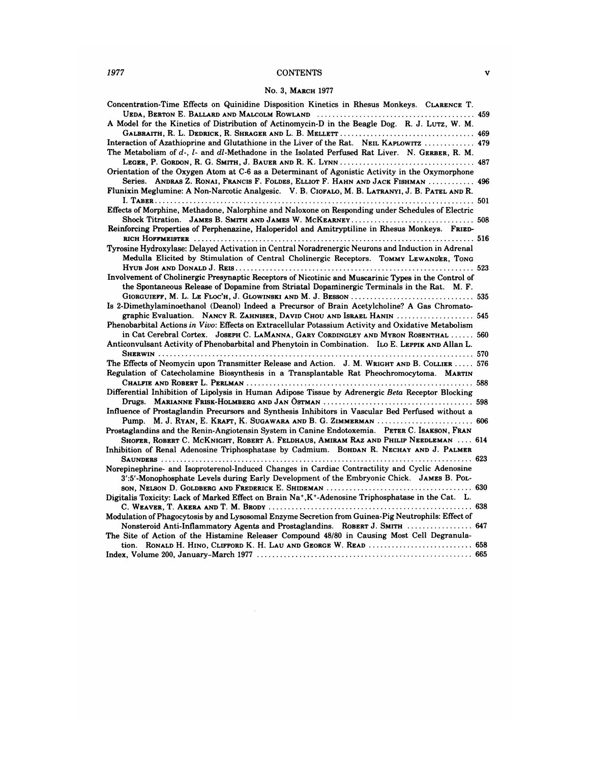## No. 3, March 1977

Concentration-Time Effects on Quinidine Disposition Kinetics in Rhesus Monkeys. Clarence T. Ueda, Berton E. Ballard and Malcolm Rowland ........................................ 459

A Model for the Kinetics of Distribution of Actinomycin-D in the Beagle Dog. R. J. Lutz, W. M. Galbraith, R. L. Dedrick, R. Shrager and L. B. Mellett .................................. 469

Interaction of Azathioprine and Glutathione in the Liver of the Rat. Neil Kaplowitz ............ 479

The Metabolism of *d*-, *l*- and *dl*-Methadone in the Isolated Perfused Rat Liver. N. Gerber, R. M. Leger, P. Gordon, R. G. Smith, J. Bauer and R. K. Lynn .................................. 487

Orientation of the Oxygen Atom at C-6 as a Determinant of Agonistic Activity in the Oxymorphone Series. Andras Z. Ronai, Francis F. Foldes, Elliot F. Hahn and Jack Fishman ............ 496

Flunixin Meglumine: A Non-Narcotic Analgesic. V. B. Ciofalo, M. B. Latranyi, J. B. Patel and R. I. Taber ........................................................................................ 501

Effects of Morphine, Methadone, Nalorphine and Naloxone on Responding under Schedules of Electric Shock Titration. James B. Smith and James W. McKearney ................................ 508

Reinforcing Properties of Perphenazine, Haloperidol and Amitryptiline in Rhesus Monkeys. Friedrich Hoffmeister ........................................................................ 516

Tyrosine Hydroxylase: Delayed Activation in Central Noradrenergic Neurons and Induction in Adrenal Medulla Elicited by Stimulation of Central Cholinergic Receptors. Tommy Lewander, Tong Hyub Joh and Donald J. Reis ............................................................ 523

Involvement of Cholinergic Presynaptic Receptors of Nicotinic and Muscarinic Types in the Control of the Spontaneous Release of Dopamine from Striatal Dopaminergic Terminals in the Rat. M. F. Giorguieff, M. L. Le Floc'h, J. Glowinski and M. J. Besson ................................ 535

Is 2-Dimethylaminoethanol (Deanol) Indeed a Precursor of Brain Acetylcholine? A Gas Chromatographic Evaluation. Nancy R. Zahniser, David Chou and Israel Hanin .................... 545

Phenobarbital Actions *in Vivo*: Effects on Extracellular Potassium Activity and Oxidative Metabolism in Cat Cerebral Cortex. Joseph C. LaManna, Gary Cordingley and Myron Rosenthal ...... 560

Anticonvulsant Activity of Phenobarbital and Phenytoin in Combination. Ilo E. Leppik and Allan L. Sherwin ............................................................................................ 570

The Effects of Neomycin upon Transmitter Release and Action. J. M. Wright and B. Collier ..... 576

Regulation of Catecholamine Biosynthesis in a Transplantable Rat Pheochromocytoma. Martin Chalfie and Robert L. Perlman .......................................................... 588

Differential Inhibition of Lipolysis in Human Adipose Tissue by Adrenergic *Beta* Receptor Blocking Drugs. Marianne Frisk-Holmberg and Jan Östman ...................................... 598

Influence of Prostaglandin Precursors and Synthesis Inhibitors in Vascular Bed Perfused without a Pump. M. J. Ryan, E. Kraft, K. Sugawara and B. G. Zimmerman ......................... 606

Prostaglandins and the Renin-Angiotensin System in Canine Endotoxemia. Peter C. Isakson, Fran Shofer, Robert C. McKnight, Robert A. Feldhaus, Amiram Raz and Philip Needleman .... 614

Inhibition of Renal Adenosine Triphosphatase by Cadmium. Bohdan R. Nechay and J. Palmer Saunders ........................................................................................ 623

Norepinephrine- and Isoproterenol-Induced Changes in Cardiac Contractility and Cyclic Adenosine 3':5'-Monophosphate Levels during Early Development of the Embryonic Chick. James B. Polson, Nelson D. Goldberg and Frederick E. Shideman ...................................... 630

Digitalis Toxicity: Lack of Marked Effect on Brain $Na^+,K^+$-Adenosine Triphosphatase in the Cat. L. C. Weaver, T. Akera and T. M. Brody .................................................... 638

Modulation of Phagocytosis by and Lysosomal Enzyme Secretion from Guinea-Pig Neutrophils: Effect of Nonsteroid Anti-Inflammatory Agents and Prostaglandins. Robert J. Smith ................ 647

The Site of Action of the Histamine Releaser Compound 48/80 in Causing Most Cell Degranulation. Ronald H. Hino, Clifford K. H. Lau and George W. Read .......................... 658

Index, Volume 200, January–March 1977 ........................................................ 665